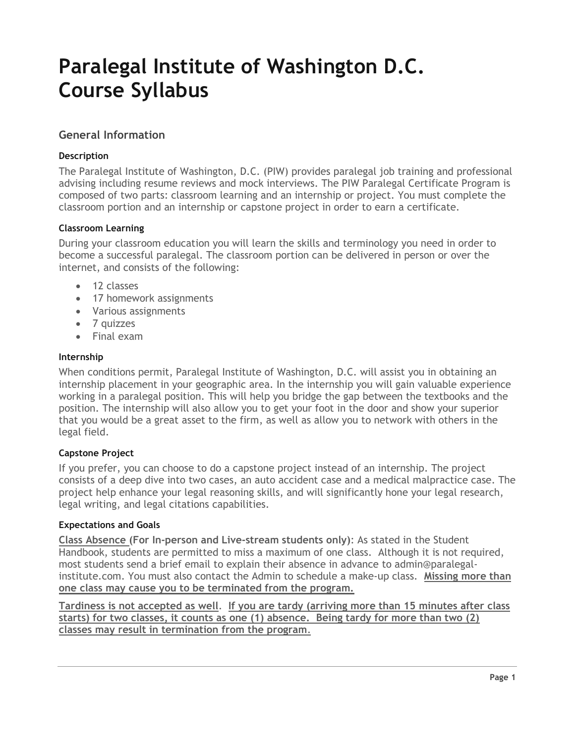# Paralegal Institute of Washington D.C.
# Course Syllabus

## General Information

### Description

The Paralegal Institute of Washington, D.C. (PIW) provides paralegal job training and professional advising including resume reviews and mock interviews. The PIW Paralegal Certificate Program is composed of two parts: classroom learning and an internship or project. You must complete the classroom portion and an internship or capstone project in order to earn a certificate.

### Classroom Learning

During your classroom education you will learn the skills and terminology you need in order to become a successful paralegal. The classroom portion can be delivered in person or over the internet, and consists of the following:

- 12 classes
- 17 homework assignments
- Various assignments
- 7 quizzes
- Final exam

### Internship

When conditions permit, Paralegal Institute of Washington, D.C. will assist you in obtaining an internship placement in your geographic area. In the internship you will gain valuable experience working in a paralegal position. This will help you bridge the gap between the textbooks and the position. The internship will also allow you to get your foot in the door and show your superior that you would be a great asset to the firm, as well as allow you to network with others in the legal field.

### Capstone Project

If you prefer, you can choose to do a capstone project instead of an internship. The project consists of a deep dive into two cases, an auto accident case and a medical malpractice case. The project help enhance your legal reasoning skills, and will significantly hone your legal research, legal writing, and legal citations capabilities.

### Expectations and Goals

**Class Absence (For In-person and Live-stream students only)**: As stated in the Student Handbook, students are permitted to miss a maximum of one class. Although it is not required, most students send a brief email to explain their absence in advance to admin@paralegal-institute.com. You must also contact the Admin to schedule a make-up class. **Missing more than one class may cause you to be terminated from the program.**

**Tardiness is not accepted as well**. **If you are tardy (arriving more than 15 minutes after class starts) for two classes, it counts as one (1) absence. Being tardy for more than two (2) classes may result in termination from the program**.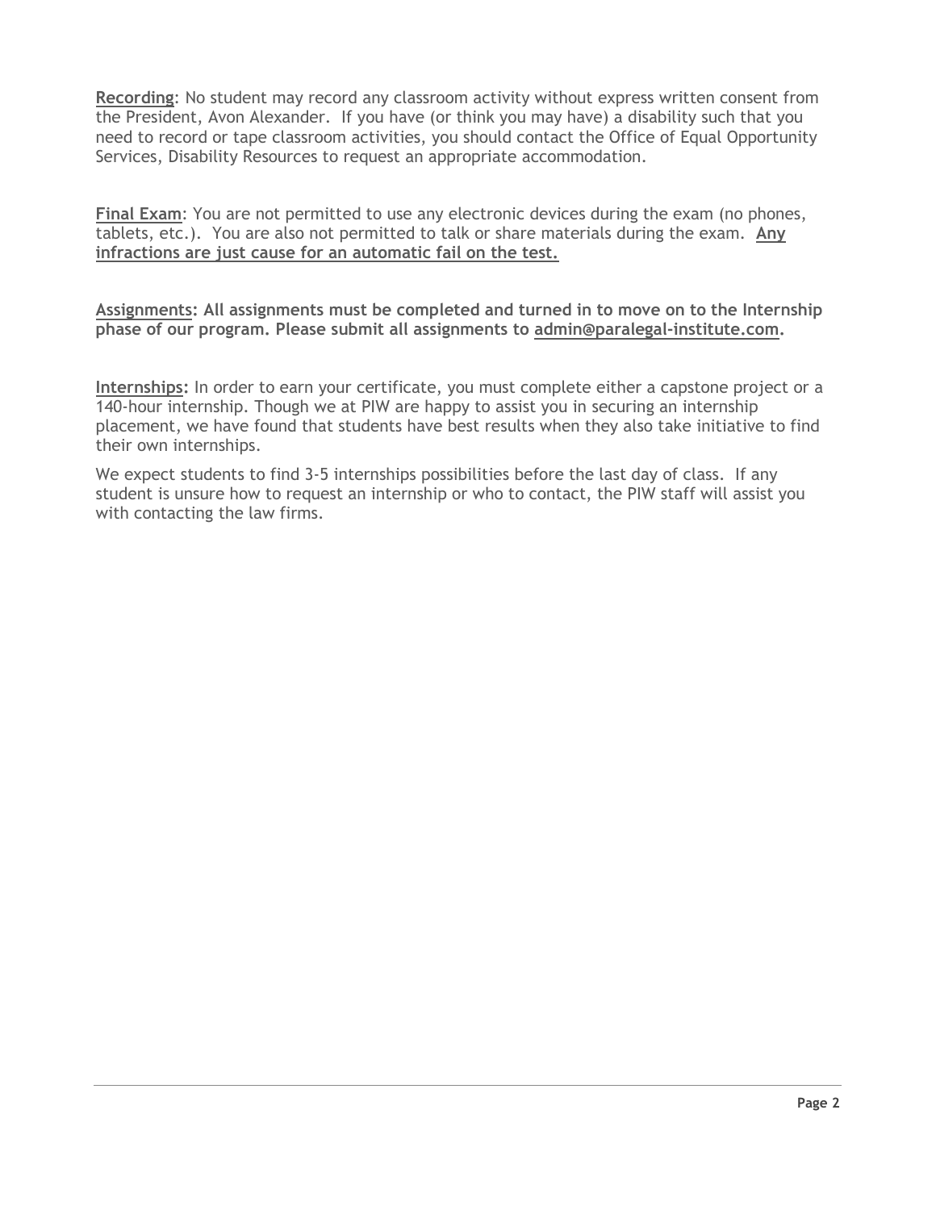**Recording**: No student may record any classroom activity without express written consent from the President, Avon Alexander. If you have (or think you may have) a disability such that you need to record or tape classroom activities, you should contact the Office of Equal Opportunity Services, Disability Resources to request an appropriate accommodation.

**Final Exam**: You are not permitted to use any electronic devices during the exam (no phones, tablets, etc.). You are also not permitted to talk or share materials during the exam. **Any infractions are just cause for an automatic fail on the test.**

**Assignments: All assignments must be completed and turned in to move on to the Internship phase of our program. Please submit all assignments to admin@paralegal-institute.com.**

**Internships:** In order to earn your certificate, you must complete either a capstone project or a 140-hour internship. Though we at PIW are happy to assist you in securing an internship placement, we have found that students have best results when they also take initiative to find their own internships.

We expect students to find 3-5 internships possibilities before the last day of class. If any student is unsure how to request an internship or who to contact, the PIW staff will assist you with contacting the law firms.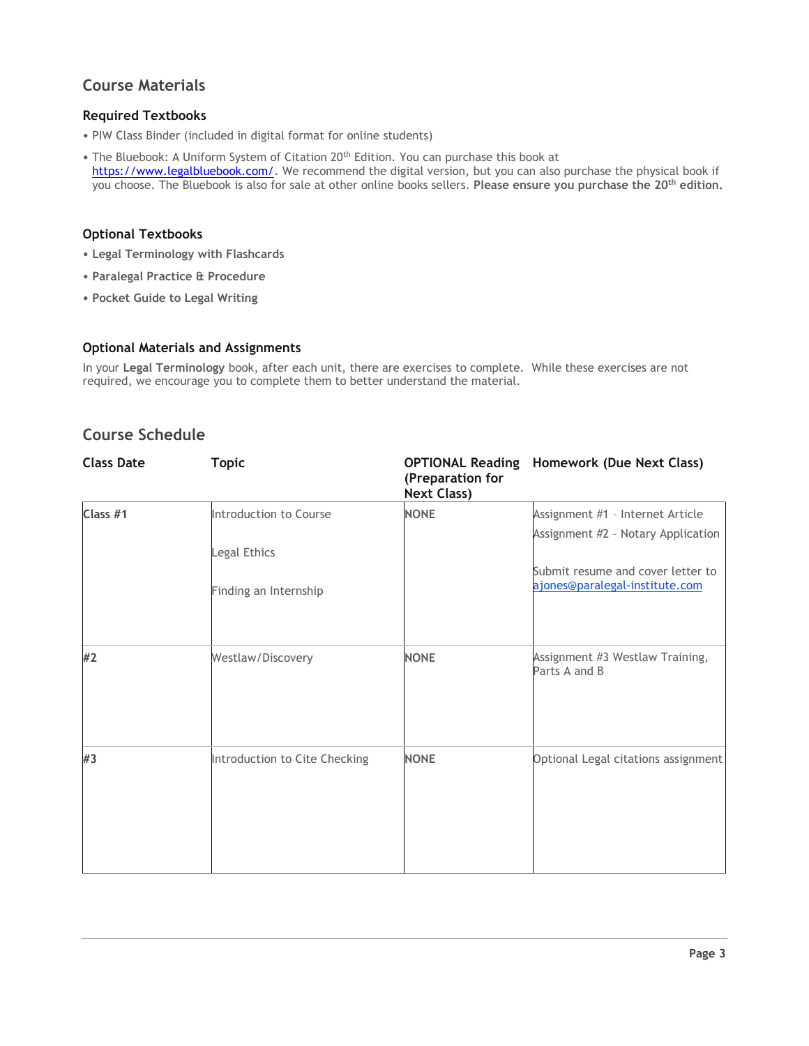## Course Materials

### Required Textbooks

- PIW Class Binder (included in digital format for online students)
- The Bluebook: A Uniform System of Citation 20th Edition. You can purchase this book at https://www.legalbluebook.com/. We recommend the digital version, but you can also purchase the physical book if you choose. The Bluebook is also for sale at other online books sellers. **Please ensure you purchase the 20th edition.**

### Optional Textbooks

- **Legal Terminology with Flashcards**
- **Paralegal Practice & Procedure**
- **Pocket Guide to Legal Writing**

### Optional Materials and Assignments

In your **Legal Terminology** book, after each unit, there are exercises to complete. While these exercises are not required, we encourage you to complete them to better understand the material.

## Course Schedule

| Class Date | Topic | OPTIONAL Reading (Preparation for Next Class) | Homework (Due Next Class) |
|---|---|---|---|
| Class #1 | Introduction to Course<br><br>Legal Ethics<br><br>Finding an Internship | NONE | Assignment #1 – Internet Article<br>Assignment #2 – Notary Application<br><br>Submit resume and cover letter to ajones@paralegal-institute.com |
| #2 | Westlaw/Discovery | NONE | Assignment #3 Westlaw Training, Parts A and B |
| #3 | Introduction to Cite Checking | NONE | Optional Legal citations assignment |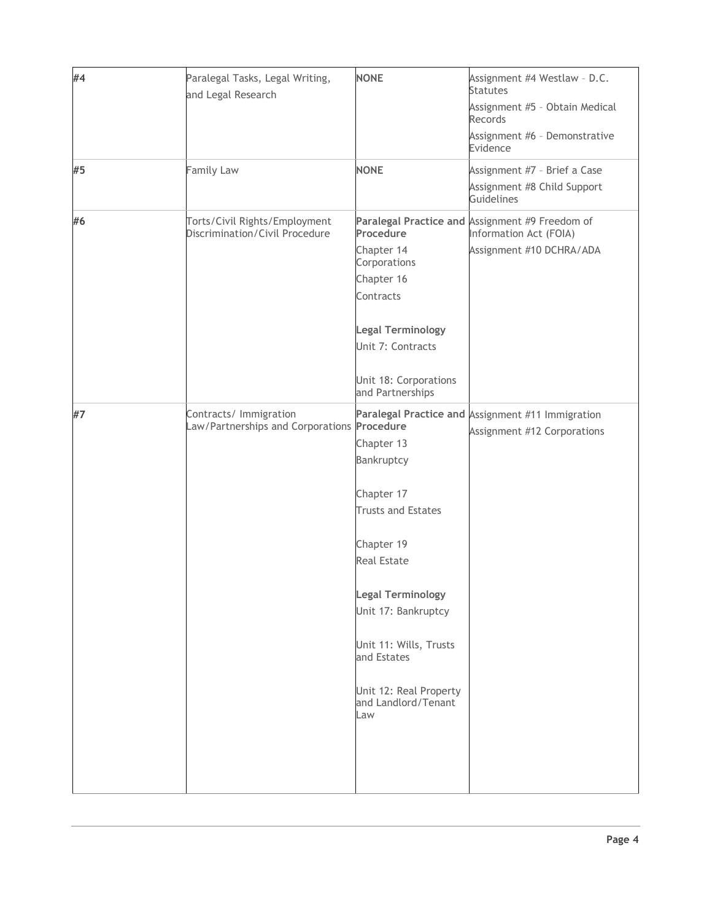| #4 | Paralegal Tasks, Legal Writing, and Legal Research | **NONE** | Assignment #4 Westlaw – D.C. Statutes<br>Assignment #5 – Obtain Medical Records<br>Assignment #6 – Demonstrative Evidence |
|---|---|---|---|
| #5 | Family Law | **NONE** | Assignment #7 – Brief a Case<br>Assignment #8 Child Support Guidelines |
| #6 | Torts/Civil Rights/Employment Discrimination/Civil Procedure | **Paralegal Practice and Procedure**<br>Chapter 14 Corporations<br>Chapter 16<br>Contracts<br><br>**Legal Terminology**<br>Unit 7: Contracts<br><br>Unit 18: Corporations and Partnerships | Assignment #9 Freedom of Information Act (FOIA)<br>Assignment #10 DCHRA/ADA |
| #7 | Contracts/ Immigration Law/Partnerships and Corporations | **Paralegal Practice and Procedure**<br>Chapter 13<br>Bankruptcy<br><br>Chapter 17<br>Trusts and Estates<br><br>Chapter 19<br>Real Estate<br><br>**Legal Terminology**<br>Unit 17: Bankruptcy<br><br>Unit 11: Wills, Trusts and Estates<br><br>Unit 12: Real Property and Landlord/Tenant Law | Assignment #11 Immigration<br>Assignment #12 Corporations |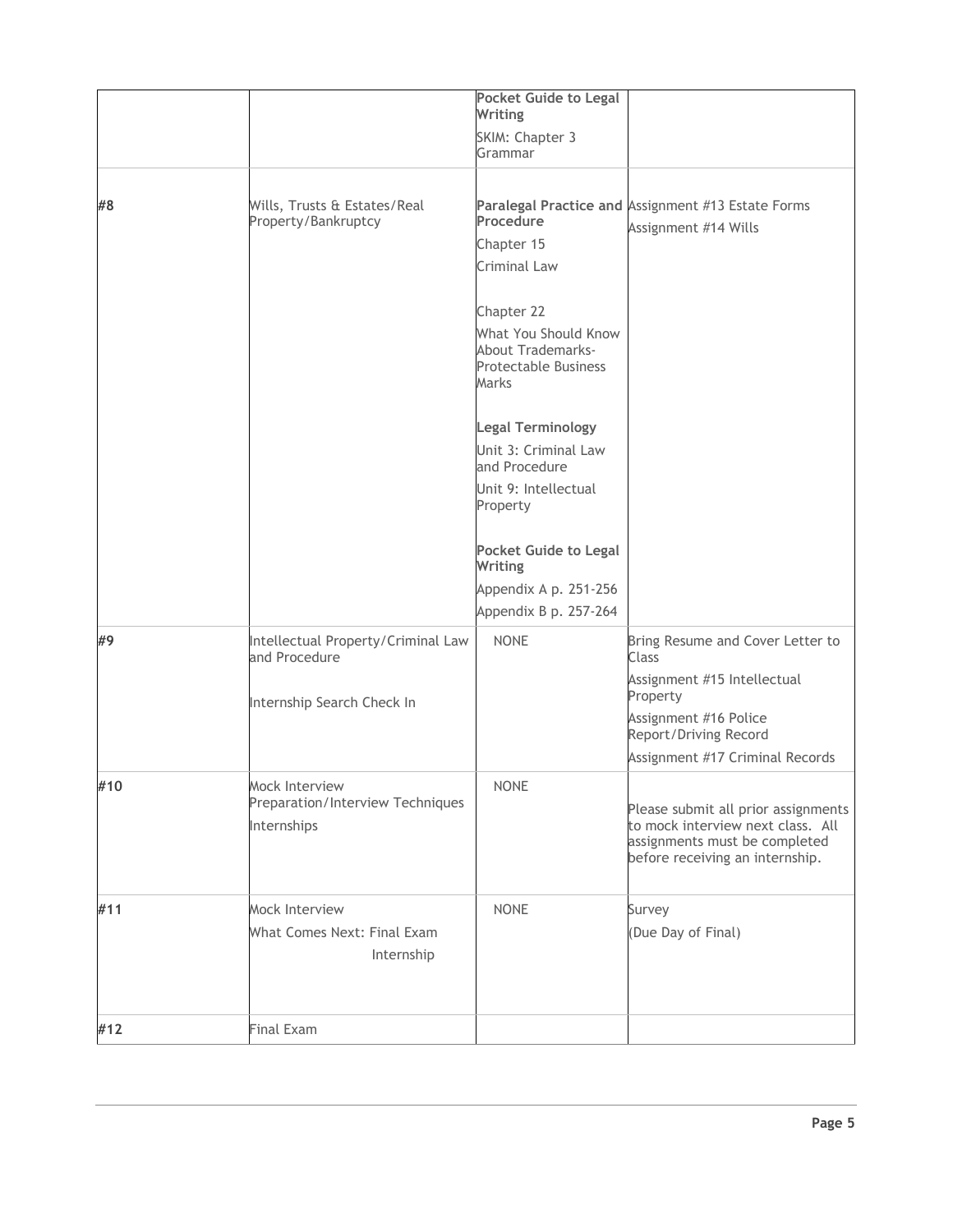| | | | |
|---|---|---|---|
| | | **Pocket Guide to Legal Writing**<br>SKIM: Chapter 3 Grammar | |
| #8 | Wills, Trusts & Estates/Real Property/Bankruptcy | **Paralegal Practice and Procedure**<br>Chapter 15<br>Criminal Law<br><br>Chapter 22<br>What You Should Know About Trademarks- Protectable Business Marks<br><br>**Legal Terminology**<br>Unit 3: Criminal Law and Procedure<br>Unit 9: Intellectual Property<br><br>**Pocket Guide to Legal Writing**<br>Appendix A p. 251-256<br>Appendix B p. 257-264 | Assignment #13 Estate Forms<br>Assignment #14 Wills |
| #9 | Intellectual Property/Criminal Law and Procedure<br><br>Internship Search Check In | NONE | Bring Resume and Cover Letter to Class<br>Assignment #15 Intellectual Property<br>Assignment #16 Police Report/Driving Record<br>Assignment #17 Criminal Records |
| #10 | Mock Interview Preparation/Interview Techniques<br>Internships | NONE | Please submit all prior assignments to mock interview next class. All assignments must be completed before receiving an internship. |
| #11 | Mock Interview<br>What Comes Next: Final Exam<br>Internship | NONE | Survey<br>(Due Day of Final) |
| #12 | Final Exam | | |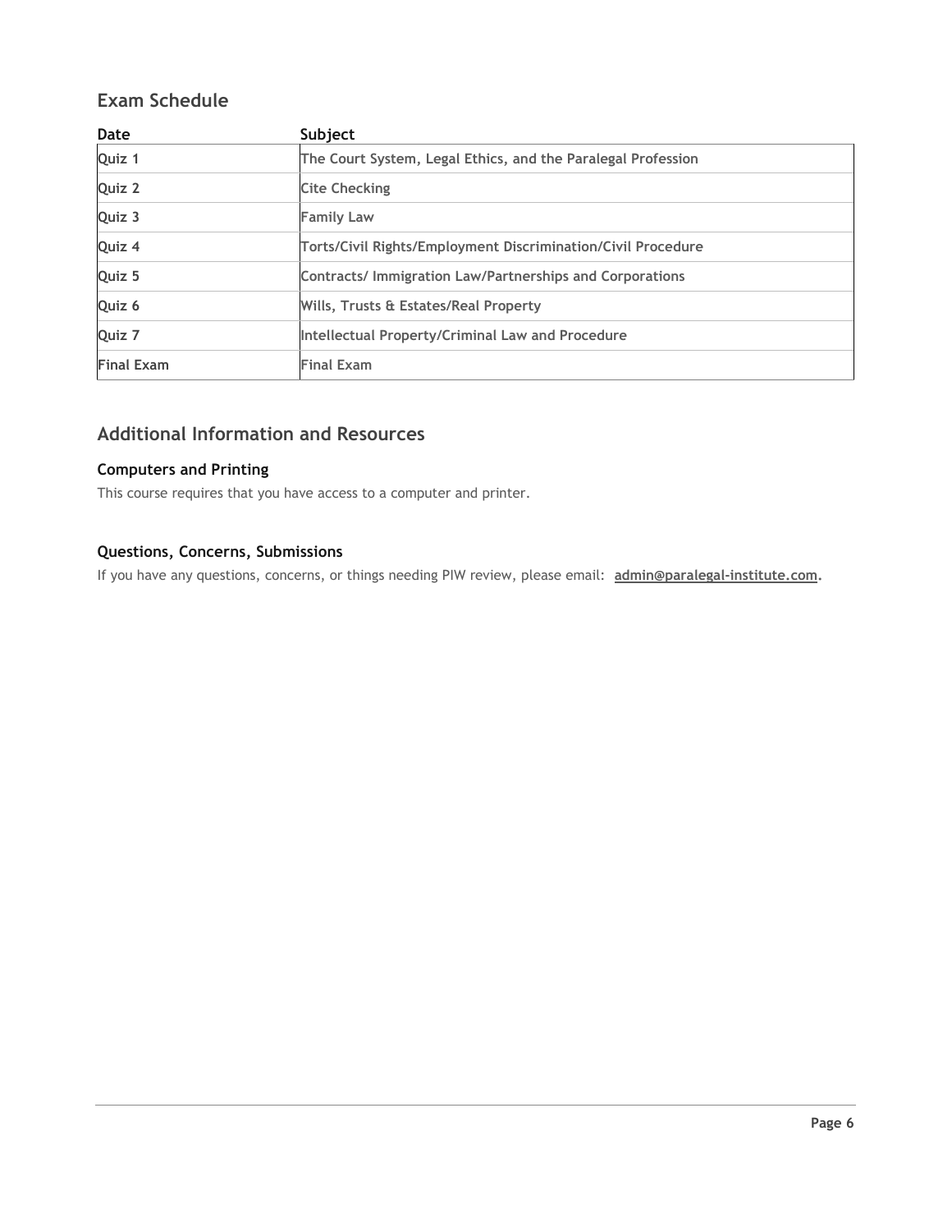## Exam Schedule

| Date | Subject |
|---|---|
| Quiz 1 | The Court System, Legal Ethics, and the Paralegal Profession |
| Quiz 2 | Cite Checking |
| Quiz 3 | Family Law |
| Quiz 4 | Torts/Civil Rights/Employment Discrimination/Civil Procedure |
| Quiz 5 | Contracts/ Immigration Law/Partnerships and Corporations |
| Quiz 6 | Wills, Trusts & Estates/Real Property |
| Quiz 7 | Intellectual Property/Criminal Law and Procedure |
| Final Exam | Final Exam |

## Additional Information and Resources

### Computers and Printing

This course requires that you have access to a computer and printer.

### Questions, Concerns, Submissions

If you have any questions, concerns, or things needing PIW review, please email: **admin@paralegal-institute.com**.